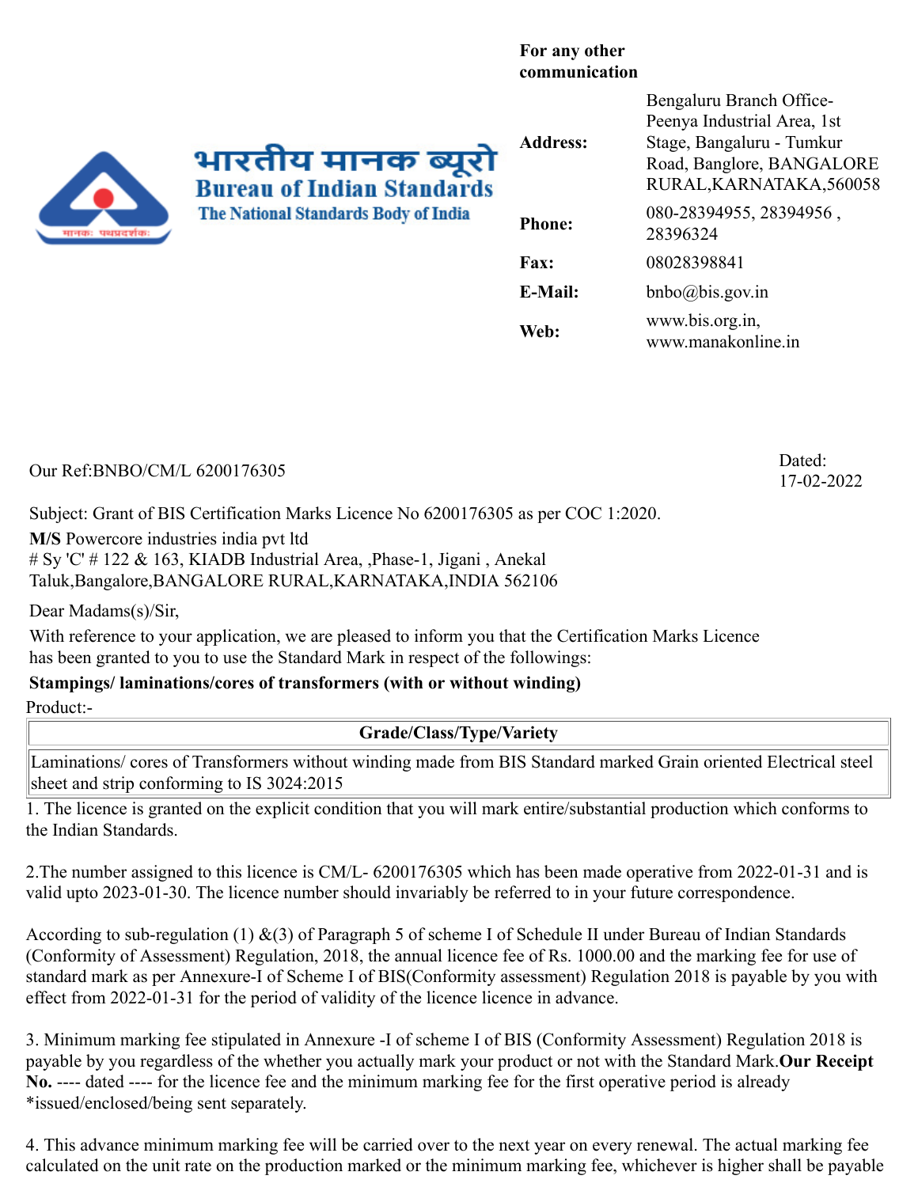भारतीय मानक ब्यूरो
**Bureau of Indian Standards**
**The National Standards Body of India**

**For any other communication**

| | |
|---|---|
| **Address:** | Bengaluru Branch Office-Peenya Industrial Area, 1st Stage, Bangaluru - Tumkur Road, Banglore, BANGALORE RURAL,KARNATAKA,560058 |
| **Phone:** | 080-28394955, 28394956 , 28396324 |
| **Fax:** | 08028398841 |
| **E-Mail:** | bnbo@bis.gov.in |
| **Web:** | www.bis.org.in, www.manakonline.in |

Our Ref:BNBO/CM/L 6200176305

Dated: 17-02-2022

Subject: Grant of BIS Certification Marks Licence No 6200176305 as per COC 1:2020.

**M/S** Powercore industries india pvt ltd
# Sy 'C' # 122 & 163, KIADB Industrial Area, ,Phase-1, Jigani , Anekal Taluk,Bangalore,BANGALORE RURAL,KARNATAKA,INDIA 562106

Dear Madams(s)/Sir,

With reference to your application, we are pleased to inform you that the Certification Marks Licence has been granted to you to use the Standard Mark in respect of the followings:

**Stampings/ laminations/cores of transformers (with or without winding)**

Product:-

| Grade/Class/Type/Variety |
|---|
| Laminations/ cores of Transformers without winding made from BIS Standard marked Grain oriented Electrical steel sheet and strip conforming to IS 3024:2015 |

1. The licence is granted on the explicit condition that you will mark entire/substantial production which conforms to the Indian Standards.

2.The number assigned to this licence is CM/L- 6200176305 which has been made operative from 2022-01-31 and is valid upto 2023-01-30. The licence number should invariably be referred to in your future correspondence.

According to sub-regulation (1) &(3) of Paragraph 5 of scheme I of Schedule II under Bureau of Indian Standards (Conformity of Assessment) Regulation, 2018, the annual licence fee of Rs. 1000.00 and the marking fee for use of standard mark as per Annexure-I of Scheme I of BIS(Conformity assessment) Regulation 2018 is payable by you with effect from 2022-01-31 for the period of validity of the licence licence in advance.

3. Minimum marking fee stipulated in Annexure -I of scheme I of BIS (Conformity Assessment) Regulation 2018 is payable by you regardless of the whether you actually mark your product or not with the Standard Mark.**Our Receipt No.** ---- dated ---- for the licence fee and the minimum marking fee for the first operative period is already *issued/enclosed/being sent separately.

4. This advance minimum marking fee will be carried over to the next year on every renewal. The actual marking fee calculated on the unit rate on the production marked or the minimum marking fee, whichever is higher shall be payable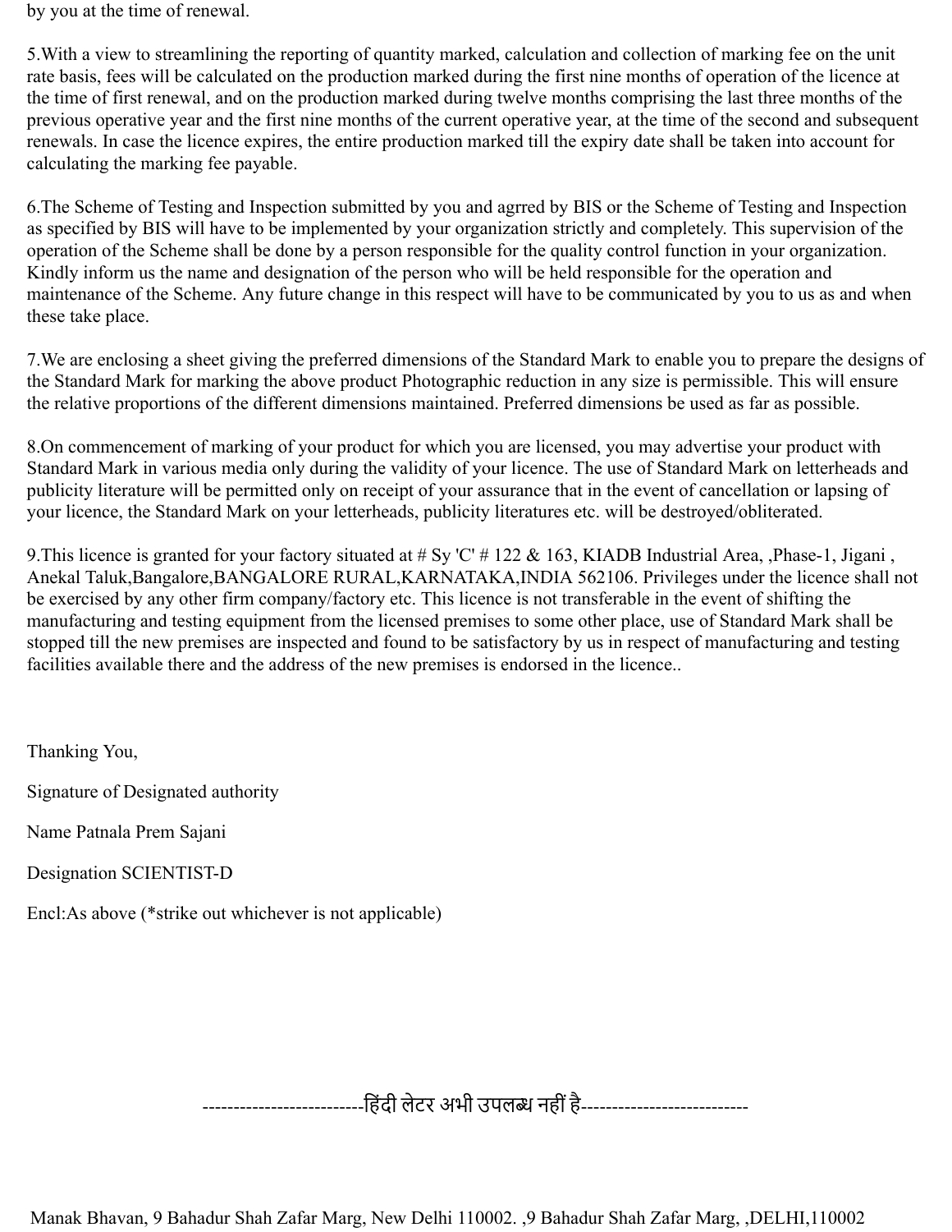by you at the time of renewal.

5.With a view to streamlining the reporting of quantity marked, calculation and collection of marking fee on the unit rate basis, fees will be calculated on the production marked during the first nine months of operation of the licence at the time of first renewal, and on the production marked during twelve months comprising the last three months of the previous operative year and the first nine months of the current operative year, at the time of the second and subsequent renewals. In case the licence expires, the entire production marked till the expiry date shall be taken into account for calculating the marking fee payable.

6.The Scheme of Testing and Inspection submitted by you and agrred by BIS or the Scheme of Testing and Inspection as specified by BIS will have to be implemented by your organization strictly and completely. This supervision of the operation of the Scheme shall be done by a person responsible for the quality control function in your organization. Kindly inform us the name and designation of the person who will be held responsible for the operation and maintenance of the Scheme. Any future change in this respect will have to be communicated by you to us as and when these take place.

7.We are enclosing a sheet giving the preferred dimensions of the Standard Mark to enable you to prepare the designs of the Standard Mark for marking the above product Photographic reduction in any size is permissible. This will ensure the relative proportions of the different dimensions maintained. Preferred dimensions be used as far as possible.

8.On commencement of marking of your product for which you are licensed, you may advertise your product with Standard Mark in various media only during the validity of your licence. The use of Standard Mark on letterheads and publicity literature will be permitted only on receipt of your assurance that in the event of cancellation or lapsing of your licence, the Standard Mark on your letterheads, publicity literatures etc. will be destroyed/obliterated.

9.This licence is granted for your factory situated at # Sy 'C' # 122 & 163, KIADB Industrial Area, ,Phase-1, Jigani , Anekal Taluk,Bangalore,BANGALORE RURAL,KARNATAKA,INDIA 562106. Privileges under the licence shall not be exercised by any other firm company/factory etc. This licence is not transferable in the event of shifting the manufacturing and testing equipment from the licensed premises to some other place, use of Standard Mark shall be stopped till the new premises are inspected and found to be satisfactory by us in respect of manufacturing and testing facilities available there and the address of the new premises is endorsed in the licence..

Thanking You,

Signature of Designated authority

Name Patnala Prem Sajani

Designation SCIENTIST-D

Encl:As above (*strike out whichever is not applicable)

-------------------------हिंदी लेटर अभी उपलब्ध नहीं है--------------------------

Manak Bhavan, 9 Bahadur Shah Zafar Marg, New Delhi 110002. ,9 Bahadur Shah Zafar Marg, ,DELHI,110002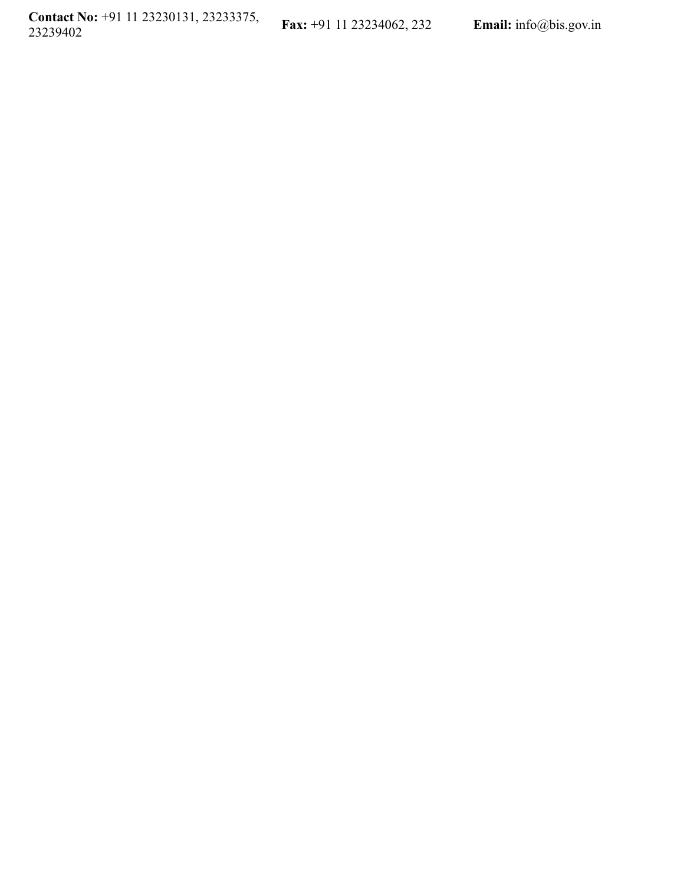**Contact No:** +91 11 23230131, 23233375, 23239402

**Fax:** +91 11 23234062, 232

**Email:** info@bis.gov.in